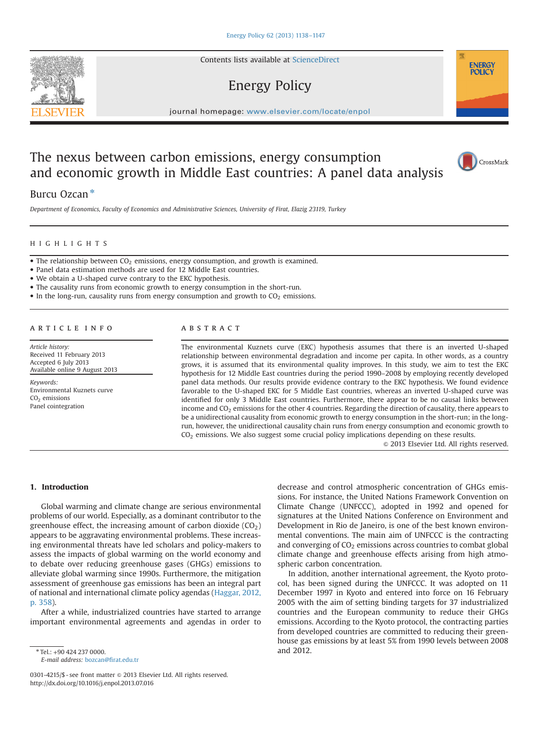# The nexus between carbon emissions, energy consumption and economic growth in Middle East countries: A panel data analysis

Burcu Ozcan*

*Department of Economics, Faculty of Economics and Administrative Sciences, University of Firat, Elazig 23119, Turkey*

## HIGHLIGHTS

- The relationship between $CO_2$ emissions, energy consumption, and growth is examined.
- Panel data estimation methods are used for 12 Middle East countries.
- We obtain a U-shaped curve contrary to the EKC hypothesis.
- The causality runs from economic growth to energy consumption in the short-run.
- In the long-run, causality runs from energy consumption and growth to $CO_2$ emissions.

## ARTICLE INFO

*Article history:*
Received 11 February 2013
Accepted 6 July 2013
Available online 9 August 2013

*Keywords:*
Environmental Kuznets curve
$CO_2$ emissions
Panel cointegration

## ABSTRACT

The environmental Kuznets curve (EKC) hypothesis assumes that there is an inverted U-shaped relationship between environmental degradation and income per capita. In other words, as a country grows, it is assumed that its environmental quality improves. In this study, we aim to test the EKC hypothesis for 12 Middle East countries during the period 1990–2008 by employing recently developed panel data methods. Our results provide evidence contrary to the EKC hypothesis. We found evidence favorable to the U-shaped EKC for 5 Middle East countries, whereas an inverted U-shaped curve was identified for only 3 Middle East countries. Furthermore, there appear to be no causal links between income and $CO_2$ emissions for the other 4 countries. Regarding the direction of causality, there appears to be a unidirectional causality from economic growth to energy consumption in the short-run; in the long-run, however, the unidirectional causality chain runs from energy consumption and economic growth to $CO_2$ emissions. We also suggest some crucial policy implications depending on these results.

© 2013 Elsevier Ltd. All rights reserved.

## 1. Introduction

Global warming and climate change are serious environmental problems of our world. Especially, as a dominant contributor to the greenhouse effect, the increasing amount of carbon dioxide ($CO_2$) appears to be aggravating environmental problems. These increasing environmental threats have led scholars and policy-makers to assess the impacts of global warming on the world economy and to debate over reducing greenhouse gases (GHGs) emissions to alleviate global warming since 1990s. Furthermore, the mitigation assessment of greenhouse gas emissions has been an integral part of national and international climate policy agendas (Haggar, 2012, p. 358).

After a while, industrialized countries have started to arrange important environmental agreements and agendas in order to decrease and control atmospheric concentration of GHGs emissions. For instance, the United Nations Framework Convention on Climate Change (UNFCCC), adopted in 1992 and opened for signatures at the United Nations Conference on Environment and Development in Rio de Janeiro, is one of the best known environmental conventions. The main aim of UNFCCC is the contracting and converging of $CO_2$ emissions across countries to combat global climate change and greenhouse effects arising from high atmospheric carbon concentration.

In addition, another international agreement, the Kyoto protocol, has been signed during the UNFCCC. It was adopted on 11 December 1997 in Kyoto and entered into force on 16 February 2005 with the aim of setting binding targets for 37 industrialized countries and the European community to reduce their GHGs emissions. According to the Kyoto protocol, the contracting parties from developed countries are committed to reducing their greenhouse gas emissions by at least 5% from 1990 levels between 2008 and 2012.

* Tel.: +90 424 237 0000.
E-mail address: bozcan@firat.edu.tr

0301-4215/$ - see front matter © 2013 Elsevier Ltd. All rights reserved.
http://dx.doi.org/10.1016/j.enpol.2013.07.016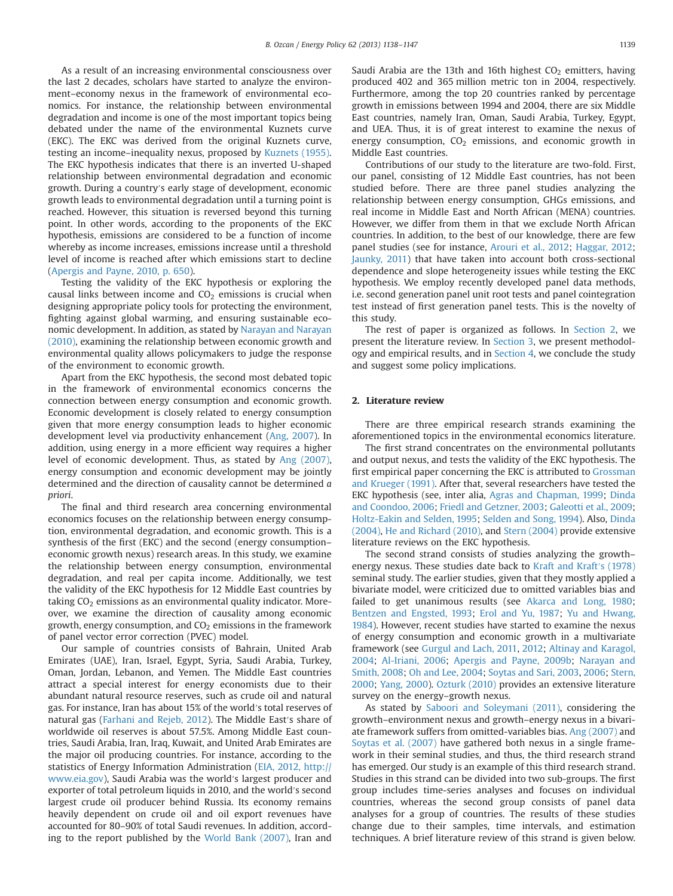As a result of an increasing environmental consciousness over the last 2 decades, scholars have started to analyze the environment–economy nexus in the framework of environmental economics. For instance, the relationship between environmental degradation and income is one of the most important topics being debated under the name of the environmental Kuznets curve (EKC). The EKC was derived from the original Kuznets curve, testing an income–inequality nexus, proposed by Kuznets (1955). The EKC hypothesis indicates that there is an inverted U-shaped relationship between environmental degradation and economic growth. During a country's early stage of development, economic growth leads to environmental degradation until a turning point is reached. However, this situation is reversed beyond this turning point. In other words, according to the proponents of the EKC hypothesis, emissions are considered to be a function of income whereby as income increases, emissions increase until a threshold level of income is reached after which emissions start to decline (Apergis and Payne, 2010, p. 650).

Testing the validity of the EKC hypothesis or exploring the causal links between income and $CO_2$ emissions is crucial when designing appropriate policy tools for protecting the environment, fighting against global warming, and ensuring sustainable economic development. In addition, as stated by Narayan and Narayan (2010), examining the relationship between economic growth and environmental quality allows policymakers to judge the response of the environment to economic growth.

Apart from the EKC hypothesis, the second most debated topic in the framework of environmental economics concerns the connection between energy consumption and economic growth. Economic development is closely related to energy consumption given that more energy consumption leads to higher economic development level via productivity enhancement (Ang, 2007). In addition, using energy in a more efficient way requires a higher level of economic development. Thus, as stated by Ang (2007), energy consumption and economic development may be jointly determined and the direction of causality cannot be determined *a priori*.

The final and third research area concerning environmental economics focuses on the relationship between energy consumption, environmental degradation, and economic growth. This is a synthesis of the first (EKC) and the second (energy consumption–economic growth nexus) research areas. In this study, we examine the relationship between energy consumption, environmental degradation, and real per capita income. Additionally, we test the validity of the EKC hypothesis for 12 Middle East countries by taking $CO_2$ emissions as an environmental quality indicator. Moreover, we examine the direction of causality among economic growth, energy consumption, and $CO_2$ emissions in the framework of panel vector error correction (PVEC) model.

Our sample of countries consists of Bahrain, United Arab Emirates (UAE), Iran, Israel, Egypt, Syria, Saudi Arabia, Turkey, Oman, Jordan, Lebanon, and Yemen. The Middle East countries attract a special interest for energy economists due to their abundant natural resource reserves, such as crude oil and natural gas. For instance, Iran has about 15% of the world's total reserves of natural gas (Farhani and Rejeb, 2012). The Middle East's share of worldwide oil reserves is about 57.5%. Among Middle East countries, Saudi Arabia, Iran, Iraq, Kuwait, and United Arab Emirates are the major oil producing countries. For instance, according to the statistics of Energy Information Administration (EIA, 2012, http://www.eia.gov), Saudi Arabia was the world's largest producer and exporter of total petroleum liquids in 2010, and the world's second largest crude oil producer behind Russia. Its economy remains heavily dependent on crude oil and oil export revenues have accounted for 80–90% of total Saudi revenues. In addition, according to the report published by the World Bank (2007), Iran and Saudi Arabia are the 13th and 16th highest $CO_2$ emitters, having produced 402 and 365 million metric ton in 2004, respectively. Furthermore, among the top 20 countries ranked by percentage growth in emissions between 1994 and 2004, there are six Middle East countries, namely Iran, Oman, Saudi Arabia, Turkey, Egypt, and UEA. Thus, it is of great interest to examine the nexus of energy consumption, $CO_2$ emissions, and economic growth in Middle East countries.

Contributions of our study to the literature are two-fold. First, our panel, consisting of 12 Middle East countries, has not been studied before. There are three panel studies analyzing the relationship between energy consumption, GHGs emissions, and real income in Middle East and North African (MENA) countries. However, we differ from them in that we exclude North African countries. In addition, to the best of our knowledge, there are few panel studies (see for instance, Arouri et al., 2012; Haggar, 2012; Jaunky, 2011) that have taken into account both cross-sectional dependence and slope heterogeneity issues while testing the EKC hypothesis. We employ recently developed panel data methods, i.e. second generation panel unit root tests and panel cointegration test instead of first generation panel tests. This is the novelty of this study.

The rest of paper is organized as follows. In Section 2, we present the literature review. In Section 3, we present methodology and empirical results, and in Section 4, we conclude the study and suggest some policy implications.

## 2. Literature review

There are three empirical research strands examining the aforementioned topics in the environmental economics literature.

The first strand concentrates on the environmental pollutants and output nexus, and tests the validity of the EKC hypothesis. The first empirical paper concerning the EKC is attributed to Grossman and Krueger (1991). After that, several researchers have tested the EKC hypothesis (see, inter alia, Agras and Chapman, 1999; Dinda and Coondoo, 2006; Friedl and Getzner, 2003; Galeotti et al., 2009; Holtz-Eakin and Selden, 1995; Selden and Song, 1994). Also, Dinda (2004), He and Richard (2010), and Stern (2004) provide extensive literature reviews on the EKC hypothesis.

The second strand consists of studies analyzing the growth–energy nexus. These studies date back to Kraft and Kraft's (1978) seminal study. The earlier studies, given that they mostly applied a bivariate model, were criticized due to omitted variables bias and failed to get unanimous results (see Akarca and Long, 1980; Bentzen and Engsted, 1993; Erol and Yu, 1987; Yu and Hwang, 1984). However, recent studies have started to examine the nexus of energy consumption and economic growth in a multivariate framework (see Gurgul and Lach, 2011, 2012; Altinay and Karagol, 2004; Al-Iriani, 2006; Apergis and Payne, 2009b; Narayan and Smith, 2008; Oh and Lee, 2004; Soytas and Sari, 2003, 2006; Stern, 2000; Yang, 2000). Ozturk (2010) provides an extensive literature survey on the energy–growth nexus.

As stated by Saboori and Soleymani (2011), considering the growth–environment nexus and growth–energy nexus in a bivariate framework suffers from omitted-variables bias. Ang (2007) and Soytas et al. (2007) have gathered both nexus in a single framework in their seminal studies, and thus, the third research strand has emerged. Our study is an example of this third research strand. Studies in this strand can be divided into two sub-groups. The first group includes time-series analyses and focuses on individual countries, whereas the second group consists of panel data analyses for a group of countries. The results of these studies change due to their samples, time intervals, and estimation techniques. A brief literature review of this strand is given below.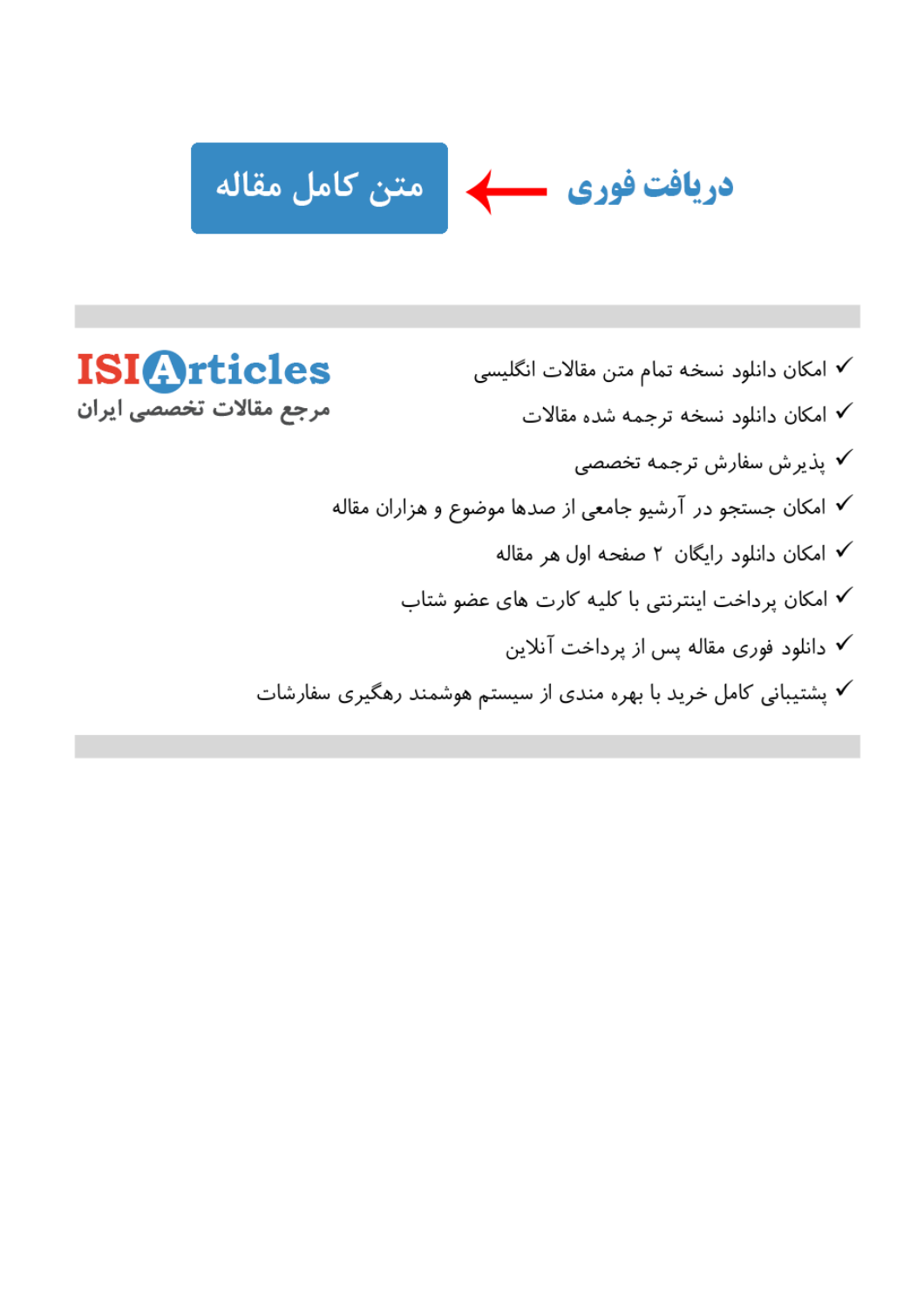دریافت فوری ← متن کامل مقاله

**ISIArticles**
مرجع مقالات تخصصی ایران

- ✓ امکان دانلود نسخه تمام متن مقالات انگلیسی
- ✓ امکان دانلود نسخه ترجمه شده مقالات
- ✓ پذیرش سفارش ترجمه تخصصی
- ✓ امکان جستجو در آرشیو جامعی از صدها موضوع و هزاران مقاله
- ✓ امکان دانلود رایگان ۲ صفحه اول هر مقاله
- ✓ امکان پرداخت اینترنتی با کلیه کارت های عضو شتاب
- ✓ دانلود فوری مقاله پس از پرداخت آنلاین
- ✓ پشتیبانی کامل خرید با بهره مندی از سیستم هوشمند رهگیری سفارشات